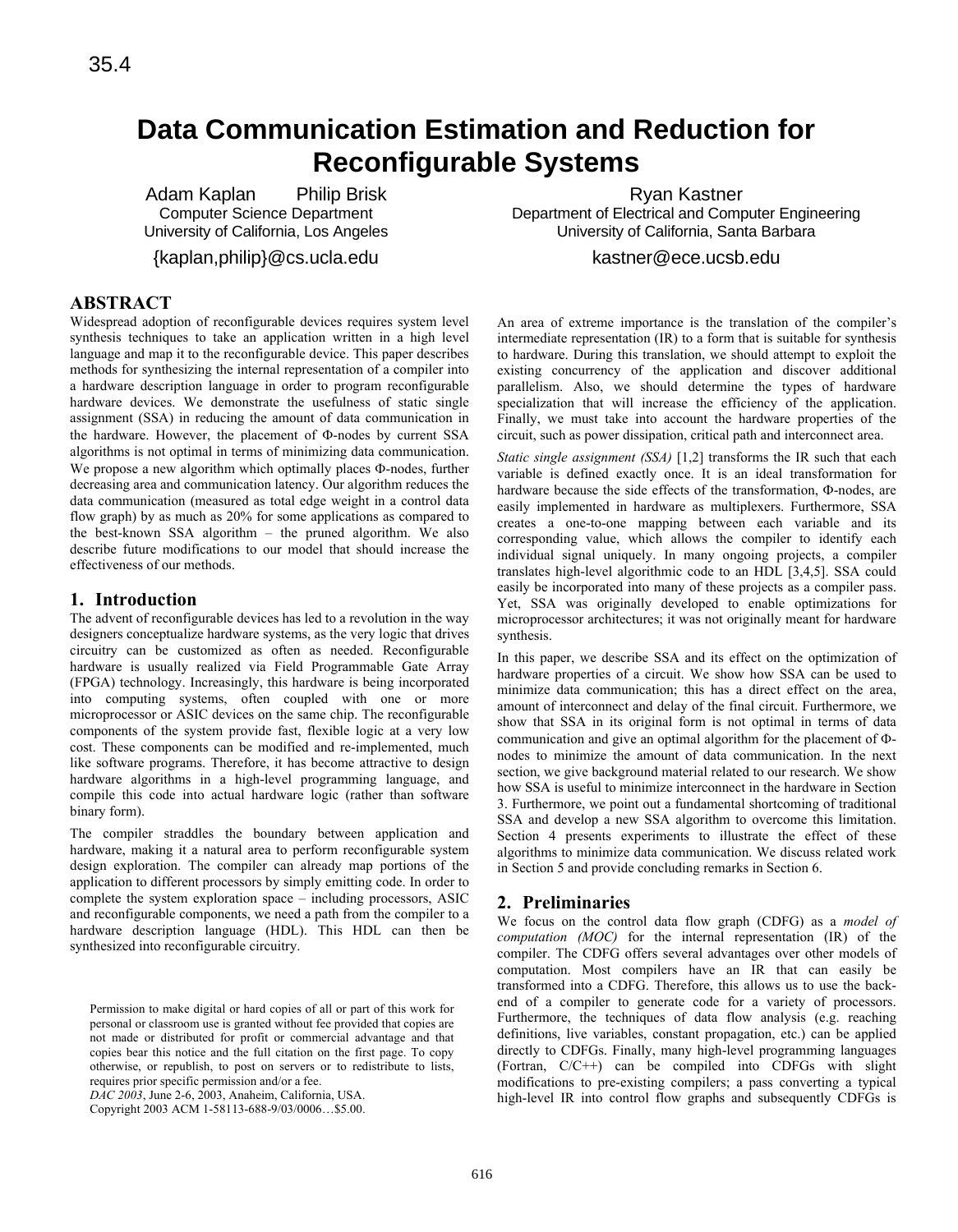# Data Communication Estimation and Reduction for Reconfigurable Systems

Adam Kaplan  Philip Brisk
Computer Science Department
University of California, Los Angeles
{kaplan,philip}@cs.ucla.edu

Ryan Kastner
Department of Electrical and Computer Engineering
University of California, Santa Barbara
kastner@ece.ucsb.edu

## ABSTRACT

Widespread adoption of reconfigurable devices requires system level synthesis techniques to take an application written in a high level language and map it to the reconfigurable device. This paper describes methods for synthesizing the internal representation of a compiler into a hardware description language in order to program reconfigurable hardware devices. We demonstrate the usefulness of static single assignment (SSA) in reducing the amount of data communication in the hardware. However, the placement of Φ-nodes by current SSA algorithms is not optimal in terms of minimizing data communication. We propose a new algorithm which optimally places Φ-nodes, further decreasing area and communication latency. Our algorithm reduces the data communication (measured as total edge weight in a control data flow graph) by as much as 20% for some applications as compared to the best-known SSA algorithm – the pruned algorithm. We also describe future modifications to our model that should increase the effectiveness of our methods.

## 1. Introduction

The advent of reconfigurable devices has led to a revolution in the way designers conceptualize hardware systems, as the very logic that drives circuitry can be customized as often as needed. Reconfigurable hardware is usually realized via Field Programmable Gate Array (FPGA) technology. Increasingly, this hardware is being incorporated into computing systems, often coupled with one or more microprocessor or ASIC devices on the same chip. The reconfigurable components of the system provide fast, flexible logic at a very low cost. These components can be modified and re-implemented, much like software programs. Therefore, it has become attractive to design hardware algorithms in a high-level programming language, and compile this code into actual hardware logic (rather than software binary form).

The compiler straddles the boundary between application and hardware, making it a natural area to perform reconfigurable system design exploration. The compiler can already map portions of the application to different processors by simply emitting code. In order to complete the system exploration space – including processors, ASIC and reconfigurable components, we need a path from the compiler to a hardware description language (HDL). This HDL can then be synthesized into reconfigurable circuitry.

Permission to make digital or hard copies of all or part of this work for personal or classroom use is granted without fee provided that copies are not made or distributed for profit or commercial advantage and that copies bear this notice and the full citation on the first page. To copy otherwise, or republish, to post on servers or to redistribute to lists, requires prior specific permission and/or a fee.
*DAC 2003*, June 2-6, 2003, Anaheim, California, USA.
Copyright 2003 ACM 1-58113-688-9/03/0006…$5.00.

An area of extreme importance is the translation of the compiler's intermediate representation (IR) to a form that is suitable for synthesis to hardware. During this translation, we should attempt to exploit the existing concurrency of the application and discover additional parallelism. Also, we should determine the types of hardware specialization that will increase the efficiency of the application. Finally, we must take into account the hardware properties of the circuit, such as power dissipation, critical path and interconnect area.

*Static single assignment (SSA)* [1,2] transforms the IR such that each variable is defined exactly once. It is an ideal transformation for hardware because the side effects of the transformation, Φ-nodes, are easily implemented in hardware as multiplexers. Furthermore, SSA creates a one-to-one mapping between each variable and its corresponding value, which allows the compiler to identify each individual signal uniquely. In many ongoing projects, a compiler translates high-level algorithmic code to an HDL [3,4,5]. SSA could easily be incorporated into many of these projects as a compiler pass. Yet, SSA was originally developed to enable optimizations for microprocessor architectures; it was not originally meant for hardware synthesis.

In this paper, we describe SSA and its effect on the optimization of hardware properties of a circuit. We show how SSA can be used to minimize data communication; this has a direct effect on the area, amount of interconnect and delay of the final circuit. Furthermore, we show that SSA in its original form is not optimal in terms of data communication and give an optimal algorithm for the placement of Φ-nodes to minimize the amount of data communication. In the next section, we give background material related to our research. We show how SSA is useful to minimize interconnect in the hardware in Section 3. Furthermore, we point out a fundamental shortcoming of traditional SSA and develop a new SSA algorithm to overcome this limitation. Section 4 presents experiments to illustrate the effect of these algorithms to minimize data communication. We discuss related work in Section 5 and provide concluding remarks in Section 6.

## 2. Preliminaries

We focus on the control data flow graph (CDFG) as a *model of computation (MOC)* for the internal representation (IR) of the compiler. The CDFG offers several advantages over other models of computation. Most compilers have an IR that can easily be transformed into a CDFG. Therefore, this allows us to use the back-end of a compiler to generate code for a variety of processors. Furthermore, the techniques of data flow analysis (e.g. reaching definitions, live variables, constant propagation, etc.) can be applied directly to CDFGs. Finally, many high-level programming languages (Fortran, C/C++) can be compiled into CDFGs with slight modifications to pre-existing compilers; a pass converting a typical high-level IR into control flow graphs and subsequently CDFGs is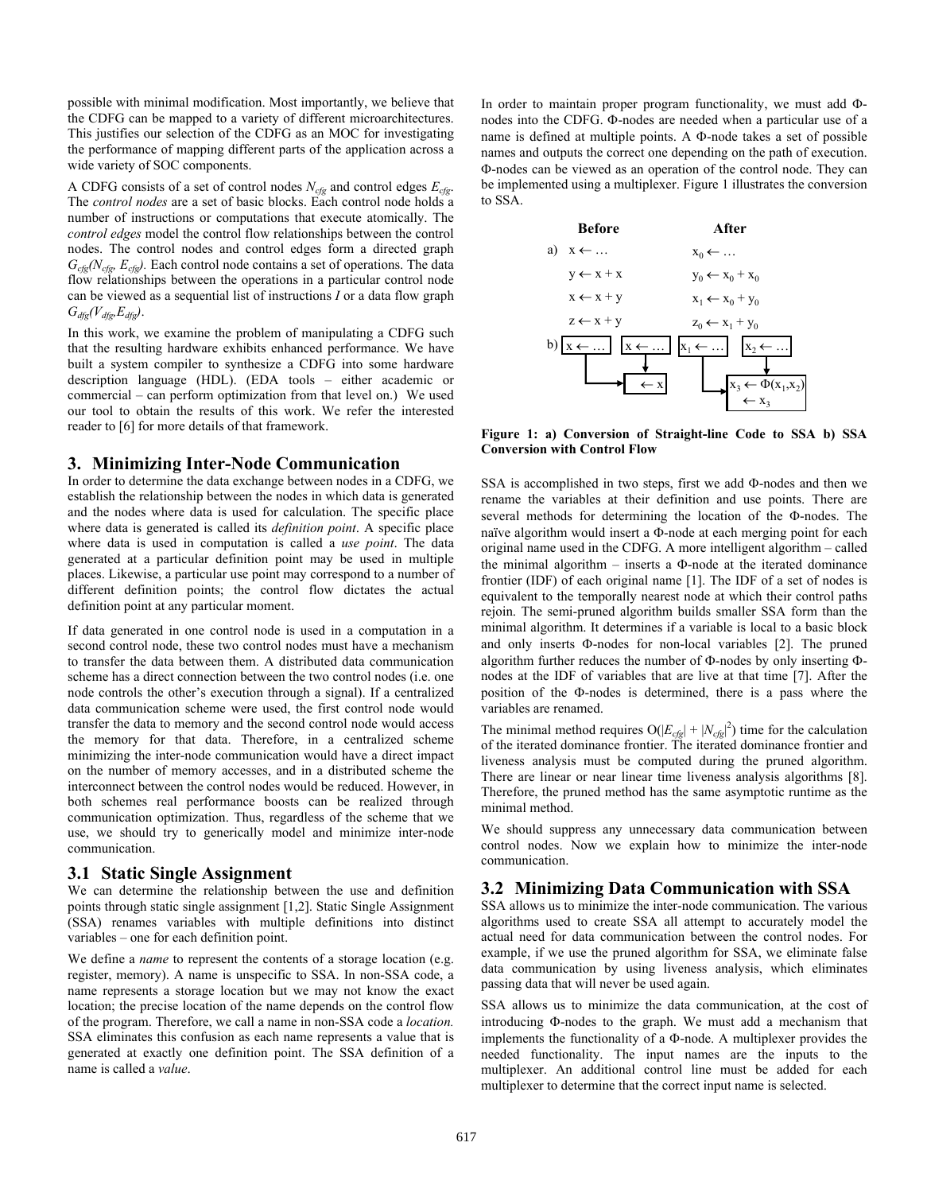possible with minimal modification. Most importantly, we believe that the CDFG can be mapped to a variety of different microarchitectures. This justifies our selection of the CDFG as an MOC for investigating the performance of mapping different parts of the application across a wide variety of SOC components.

A CDFG consists of a set of control nodes $N_{cfg}$ and control edges $E_{cfg}$. The *control nodes* are a set of basic blocks. Each control node holds a number of instructions or computations that execute atomically. The *control edges* model the control flow relationships between the control nodes. The control nodes and control edges form a directed graph $G_{cfg}(N_{cfg}, E_{cfg})$. Each control node contains a set of operations. The data flow relationships between the operations in a particular control node can be viewed as a sequential list of instructions *I* or a data flow graph $G_{dfg}(V_{dfg}, E_{dfg})$.

In this work, we examine the problem of manipulating a CDFG such that the resulting hardware exhibits enhanced performance. We have built a system compiler to synthesize a CDFG into some hardware description language (HDL). (EDA tools – either academic or commercial – can perform optimization from that level on.) We used our tool to obtain the results of this work. We refer the interested reader to [6] for more details of that framework.

## 3. Minimizing Inter-Node Communication

In order to determine the data exchange between nodes in a CDFG, we establish the relationship between the nodes in which data is generated and the nodes where data is used for calculation. The specific place where data is generated is called its *definition point*. A specific place where data is used in computation is called a *use point*. The data generated at a particular definition point may be used in multiple places. Likewise, a particular use point may correspond to a number of different definition points; the control flow dictates the actual definition point at any particular moment.

If data generated in one control node is used in a computation in a second control node, these two control nodes must have a mechanism to transfer the data between them. A distributed data communication scheme has a direct connection between the two control nodes (i.e. one node controls the other's execution through a signal). If a centralized data communication scheme were used, the first control node would transfer the data to memory and the second control node would access the memory for that data. Therefore, in a centralized scheme minimizing the inter-node communication would have a direct impact on the number of memory accesses, and in a distributed scheme the interconnect between the control nodes would be reduced. However, in both schemes real performance boosts can be realized through communication optimization. Thus, regardless of the scheme that we use, we should try to generically model and minimize inter-node communication.

### 3.1 Static Single Assignment

We can determine the relationship between the use and definition points through static single assignment [1,2]. Static Single Assignment (SSA) renames variables with multiple definitions into distinct variables – one for each definition point.

We define a *name* to represent the contents of a storage location (e.g. register, memory). A name is unspecific to SSA. In non-SSA code, a name represents a storage location but we may not know the exact location; the precise location of the name depends on the control flow of the program. Therefore, we call a name in non-SSA code a *location.* SSA eliminates this confusion as each name represents a value that is generated at exactly one definition point. The SSA definition of a name is called a *value*.

In order to maintain proper program functionality, we must add Φ-nodes into the CDFG. Φ-nodes are needed when a particular use of a name is defined at multiple points. A Φ-node takes a set of possible names and outputs the correct one depending on the path of execution. Φ-nodes can be viewed as an operation of the control node. They can be implemented using a multiplexer. Figure 1 illustrates the conversion to SSA.

| | Before | After |
|---|---|---|
| a) | $x \leftarrow \ldots$ | $x_0 \leftarrow \ldots$ |
| | $y \leftarrow x + x$ | $y_0 \leftarrow x_0 + x_0$ |
| | $x \leftarrow x + y$ | $x_1 \leftarrow x_0 + y_0$ |
| | $z \leftarrow x + y$ | $z_0 \leftarrow x_1 + y_0$ |

b) $x \leftarrow \ldots$ &nbsp; $x \leftarrow \ldots$ → $\leftarrow x$ &nbsp;&nbsp;&nbsp; $x_1 \leftarrow \ldots$ &nbsp; $x_2 \leftarrow \ldots$ → $x_3 \leftarrow \Phi(x_1,x_2)$, $\leftarrow x_3$

**Figure 1: a) Conversion of Straight-line Code to SSA b) SSA Conversion with Control Flow**

SSA is accomplished in two steps, first we add Φ-nodes and then we rename the variables at their definition and use points. There are several methods for determining the location of the Φ-nodes. The naïve algorithm would insert a Φ-node at each merging point for each original name used in the CDFG. A more intelligent algorithm – called the minimal algorithm – inserts a Φ-node at the iterated dominance frontier (IDF) of each original name [1]. The IDF of a set of nodes is equivalent to the temporally nearest node at which their control paths rejoin. The semi-pruned algorithm builds smaller SSA form than the minimal algorithm. It determines if a variable is local to a basic block and only inserts Φ-nodes for non-local variables [2]. The pruned algorithm further reduces the number of Φ-nodes by only inserting Φ-nodes at the IDF of variables that are live at that time [7]. After the position of the Φ-nodes is determined, there is a pass where the variables are renamed.

The minimal method requires $O(|E_{cfg}| + |N_{cfg}|^2)$ time for the calculation of the iterated dominance frontier. The iterated dominance frontier and liveness analysis must be computed during the pruned algorithm. There are linear or near linear time liveness analysis algorithms [8]. Therefore, the pruned method has the same asymptotic runtime as the minimal method.

We should suppress any unnecessary data communication between control nodes. Now we explain how to minimize the inter-node communication.

### 3.2 Minimizing Data Communication with SSA

SSA allows us to minimize the inter-node communication. The various algorithms used to create SSA all attempt to accurately model the actual need for data communication between the control nodes. For example, if we use the pruned algorithm for SSA, we eliminate false data communication by using liveness analysis, which eliminates passing data that will never be used again.

SSA allows us to minimize the data communication, at the cost of introducing Φ-nodes to the graph. We must add a mechanism that implements the functionality of a Φ-node. A multiplexer provides the needed functionality. The input names are the inputs to the multiplexer. An additional control line must be added for each multiplexer to determine that the correct input name is selected.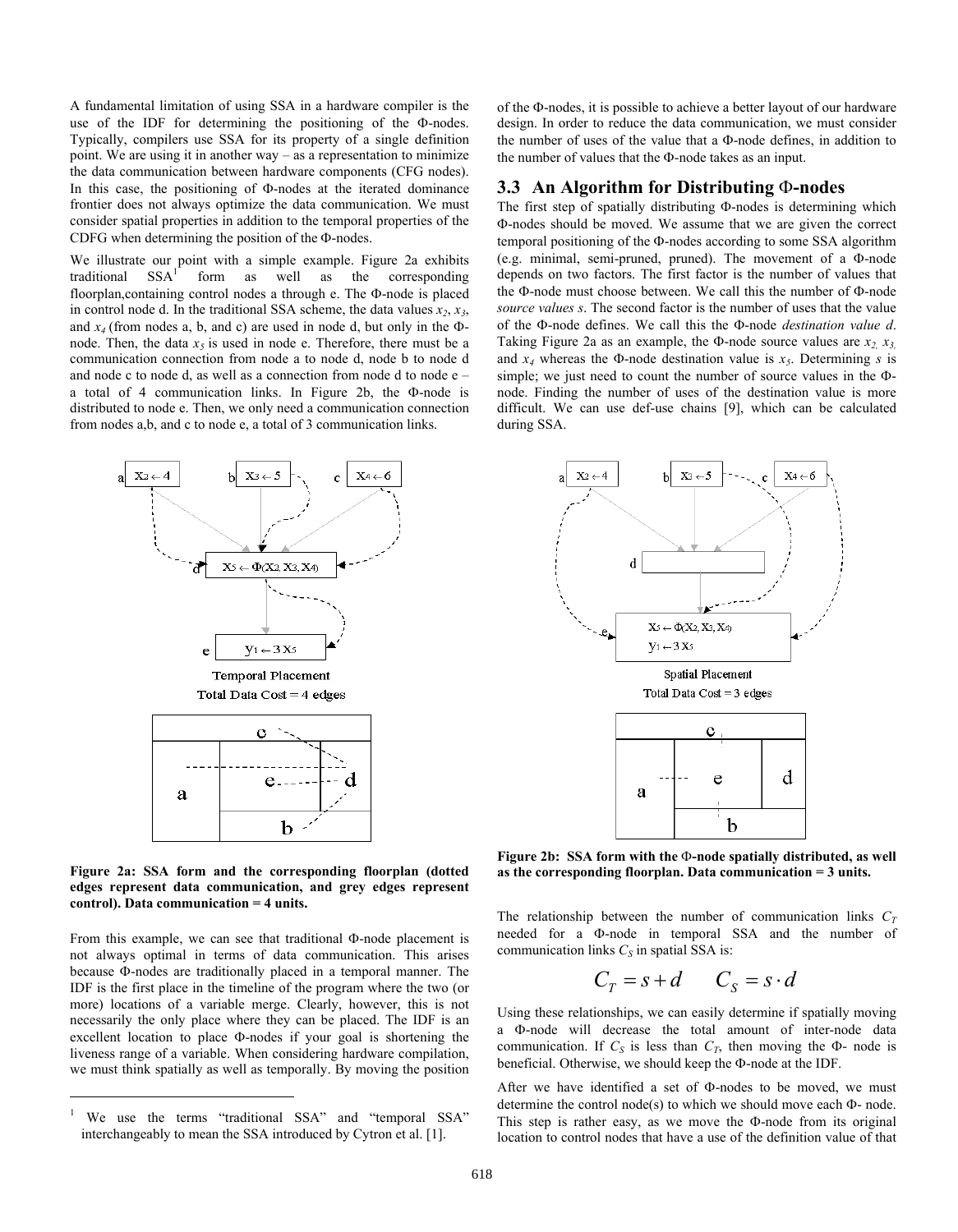A fundamental limitation of using SSA in a hardware compiler is the use of the IDF for determining the positioning of the Φ-nodes. Typically, compilers use SSA for its property of a single definition point. We are using it in another way – as a representation to minimize the data communication between hardware components (CFG nodes). In this case, the positioning of Φ-nodes at the iterated dominance frontier does not always optimize the data communication. We must consider spatial properties in addition to the temporal properties of the CDFG when determining the position of the Φ-nodes.

We illustrate our point with a simple example. Figure 2a exhibits traditional SSA[1] form as well as the corresponding floorplan,containing control nodes a through e. The Φ-node is placed in control node d. In the traditional SSA scheme, the data values $x_2$, $x_3$, and $x_4$ (from nodes a, b, and c) are used in node d, but only in the Φ-node. Then, the data $x_5$ is used in node e. Therefore, there must be a communication connection from node a to node d, node b to node d and node c to node d, as well as a connection from node d to node e – a total of 4 communication links. In Figure 2b, the Φ-node is distributed to node e. Then, we only need a communication connection from nodes a,b, and c to node e, a total of 3 communication links.

**Figure 2a: SSA form and the corresponding floorplan (dotted edges represent data communication, and grey edges represent control). Data communication = 4 units.**

**Figure 2b: SSA form with the Φ-node spatially distributed, as well as the corresponding floorplan. Data communication = 3 units.**

From this example, we can see that traditional Φ-node placement is not always optimal in terms of data communication. This arises because Φ-nodes are traditionally placed in a temporal manner. The IDF is the first place in the timeline of the program where the two (or more) locations of a variable merge. Clearly, however, this is not necessarily the only place where they can be placed. The IDF is an excellent location to place Φ-nodes if your goal is shortening the liveness range of a variable. When considering hardware compilation, we must think spatially as well as temporally. By moving the position of the Φ-nodes, it is possible to achieve a better layout of our hardware design. In order to reduce the data communication, we must consider the number of uses of the value that a Φ-node defines, in addition to the number of values that the Φ-node takes as an input.

## 3.3 An Algorithm for Distributing Φ-nodes

The first step of spatially distributing Φ-nodes is determining which Φ-nodes should be moved. We assume that we are given the correct temporal positioning of the Φ-nodes according to some SSA algorithm (e.g. minimal, semi-pruned, pruned). The movement of a Φ-node depends on two factors. The first factor is the number of values that the Φ-node must choose between. We call this the number of Φ-node *source values s*. The second factor is the number of uses that the value of the Φ-node defines. We call this the Φ-node *destination value d*. Taking Figure 2a as an example, the Φ-node source values are $x_2$, $x_3$, and $x_4$ whereas the Φ-node destination value is $x_5$. Determining *s* is simple; we just need to count the number of source values in the Φ-node. Finding the number of uses of the destination value is more difficult. We can use def-use chains [9], which can be calculated during SSA.

The relationship between the number of communication links $C_T$ needed for a Φ-node in temporal SSA and the number of communication links $C_S$ in spatial SSA is:

$$C_T = s + d \qquad C_S = s \cdot d$$

Using these relationships, we can easily determine if spatially moving a Φ-node will decrease the total amount of inter-node data communication. If $C_S$ is less than $C_T$, then moving the Φ- node is beneficial. Otherwise, we should keep the Φ-node at the IDF.

After we have identified a set of Φ-nodes to be moved, we must determine the control node(s) to which we should move each Φ- node. This step is rather easy, as we move the Φ-node from its original location to control nodes that have a use of the definition value of that

[1] We use the terms "traditional SSA" and "temporal SSA" interchangeably to mean the SSA introduced by Cytron et al. [1].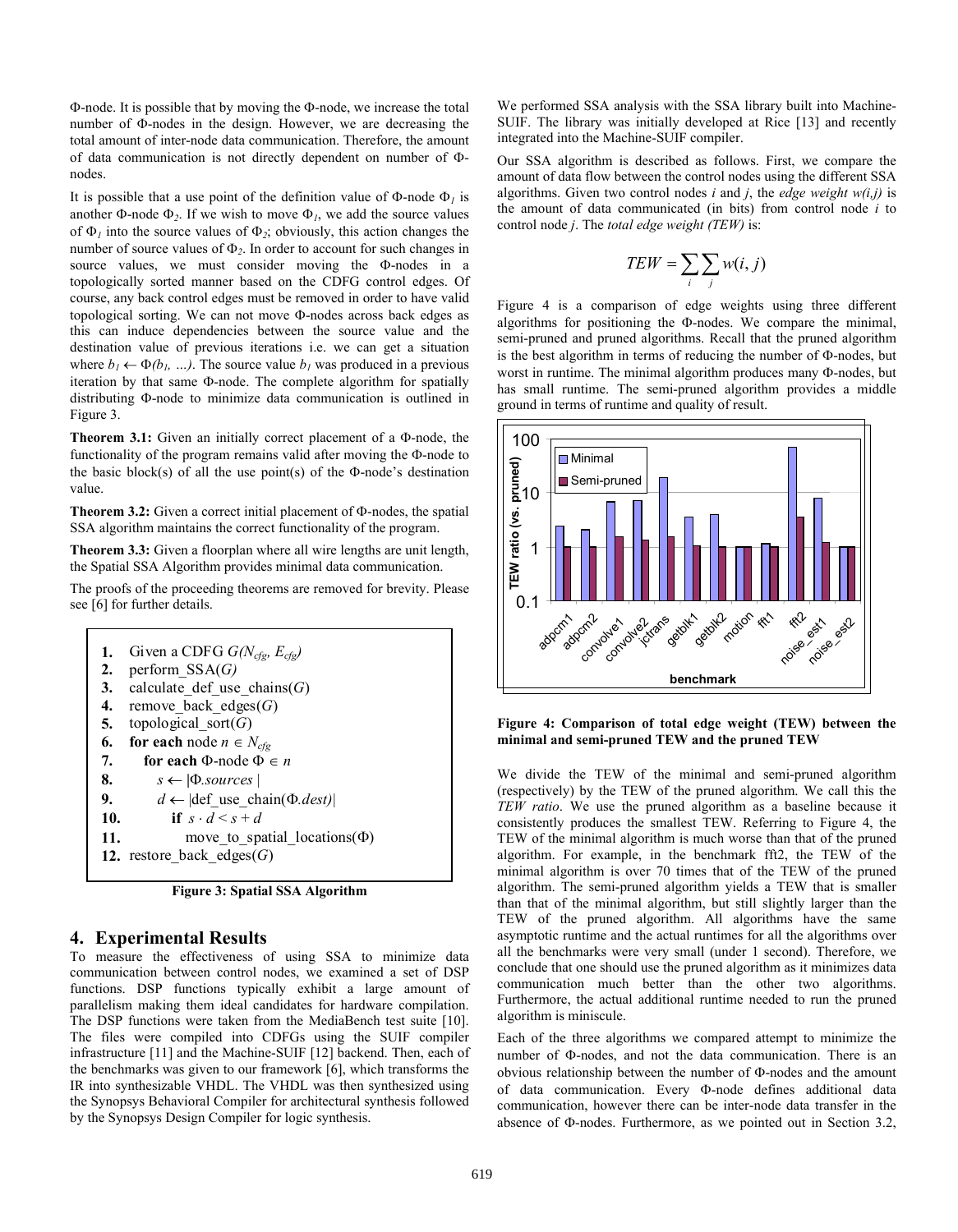Φ-node. It is possible that by moving the Φ-node, we increase the total number of Φ-nodes in the design. However, we are decreasing the total amount of inter-node data communication. Therefore, the amount of data communication is not directly dependent on number of Φ-nodes.

It is possible that a use point of the definition value of Φ-node $\Phi_1$ is another Φ-node $\Phi_2$. If we wish to move $\Phi_1$, we add the source values of $\Phi_1$ into the source values of $\Phi_2$; obviously, this action changes the number of source values of $\Phi_2$. In order to account for such changes in source values, we must consider moving the Φ-nodes in a topologically sorted manner based on the CDFG control edges. Of course, any back control edges must be removed in order to have valid topological sorting. We can not move Φ-nodes across back edges as this can induce dependencies between the source value and the destination value of previous iterations i.e. we can get a situation where $b_1 \leftarrow \Phi(b_1, \ldots)$. The source value $b_1$ was produced in a previous iteration by that same Φ-node. The complete algorithm for spatially distributing Φ-node to minimize data communication is outlined in Figure 3.

**Theorem 3.1:** Given an initially correct placement of a Φ-node, the functionality of the program remains valid after moving the Φ-node to the basic block(s) of all the use point(s) of the Φ-node's destination value.

**Theorem 3.2:** Given a correct initial placement of Φ-nodes, the spatial SSA algorithm maintains the correct functionality of the program.

**Theorem 3.3:** Given a floorplan where all wire lengths are unit length, the Spatial SSA Algorithm provides minimal data communication.

The proofs of the proceeding theorems are removed for brevity. Please see [6] for further details.

1. Given a CDFG $G(N_{cfg}, E_{cfg})$
2. perform_SSA($G$)
3. calculate_def_use_chains($G$)
4. remove_back_edges($G$)
5. topological_sort($G$)
6. **for each** node $n \in N_{cfg}$
7. &nbsp;&nbsp;&nbsp;**for each** Φ-node $\Phi \in n$
8. &nbsp;&nbsp;&nbsp;&nbsp;&nbsp;&nbsp;$s \leftarrow |\Phi.sources|$
9. &nbsp;&nbsp;&nbsp;&nbsp;&nbsp;&nbsp;$d \leftarrow |\text{def\_use\_chain}(\Phi.dest)|$
10. &nbsp;&nbsp;&nbsp;&nbsp;&nbsp;&nbsp;**if** $s \cdot d < s + d$
11. &nbsp;&nbsp;&nbsp;&nbsp;&nbsp;&nbsp;&nbsp;&nbsp;&nbsp;move_to_spatial_locations(Φ)
12. restore_back_edges($G$)

**Figure 3: Spatial SSA Algorithm**

## 4. Experimental Results

To measure the effectiveness of using SSA to minimize data communication between control nodes, we examined a set of DSP functions. DSP functions typically exhibit a large amount of parallelism making them ideal candidates for hardware compilation. The DSP functions were taken from the MediaBench test suite [10]. The files were compiled into CDFGs using the SUIF compiler infrastructure [11] and the Machine-SUIF [12] backend. Then, each of the benchmarks was given to our framework [6], which transforms the IR into synthesizable VHDL. The VHDL was then synthesized using the Synopsys Behavioral Compiler for architectural synthesis followed by the Synopsys Design Compiler for logic synthesis.

We performed SSA analysis with the SSA library built into Machine-SUIF. The library was initially developed at Rice [13] and recently integrated into the Machine-SUIF compiler.

Our SSA algorithm is described as follows. First, we compare the amount of data flow between the control nodes using the different SSA algorithms. Given two control nodes $i$ and $j$, the *edge weight $w(i,j)$* is the amount of data communicated (in bits) from control node $i$ to control node $j$. The *total edge weight (TEW)* is:

$$TEW = \sum_i \sum_j w(i,j)$$

Figure 4 is a comparison of edge weights using three different algorithms for positioning the Φ-nodes. We compare the minimal, semi-pruned and pruned algorithms. Recall that the pruned algorithm is the best algorithm in terms of reducing the number of Φ-nodes, but worst in runtime. The minimal algorithm produces many Φ-nodes, but has small runtime. The semi-pruned algorithm provides a middle ground in terms of runtime and quality of result.

100
10
1
0.1
TEW ratio (vs. pruned)
Minimal
Semi-pruned
adpcm1 adpcm2 convolve1 convolve2 jctrans getblk1 getblk2 motion fft1 fft2 noise_est1 noise_est2
benchmark

**Figure 4: Comparison of total edge weight (TEW) between the minimal and semi-pruned TEW and the pruned TEW**

We divide the TEW of the minimal and semi-pruned algorithm (respectively) by the TEW of the pruned algorithm. We call this the *TEW ratio*. We use the pruned algorithm as a baseline because it consistently produces the smallest TEW. Referring to Figure 4, the TEW of the minimal algorithm is much worse than that of the pruned algorithm. For example, in the benchmark fft2, the TEW of the minimal algorithm is over 70 times that of the TEW of the pruned algorithm. The semi-pruned algorithm yields a TEW that is smaller than that of the minimal algorithm, but still slightly larger than the TEW of the pruned algorithm. All algorithms have the same asymptotic runtime and the actual runtimes for all the algorithms over all the benchmarks were very small (under 1 second). Therefore, we conclude that one should use the pruned algorithm as it minimizes data communication much better than the other two algorithms. Furthermore, the actual additional runtime needed to run the pruned algorithm is miniscule.

Each of the three algorithms we compared attempt to minimize the number of Φ-nodes, and not the data communication. There is an obvious relationship between the number of Φ-nodes and the amount of data communication. Every Φ-node defines additional data communication, however there can be inter-node data transfer in the absence of Φ-nodes. Furthermore, as we pointed out in Section 3.2,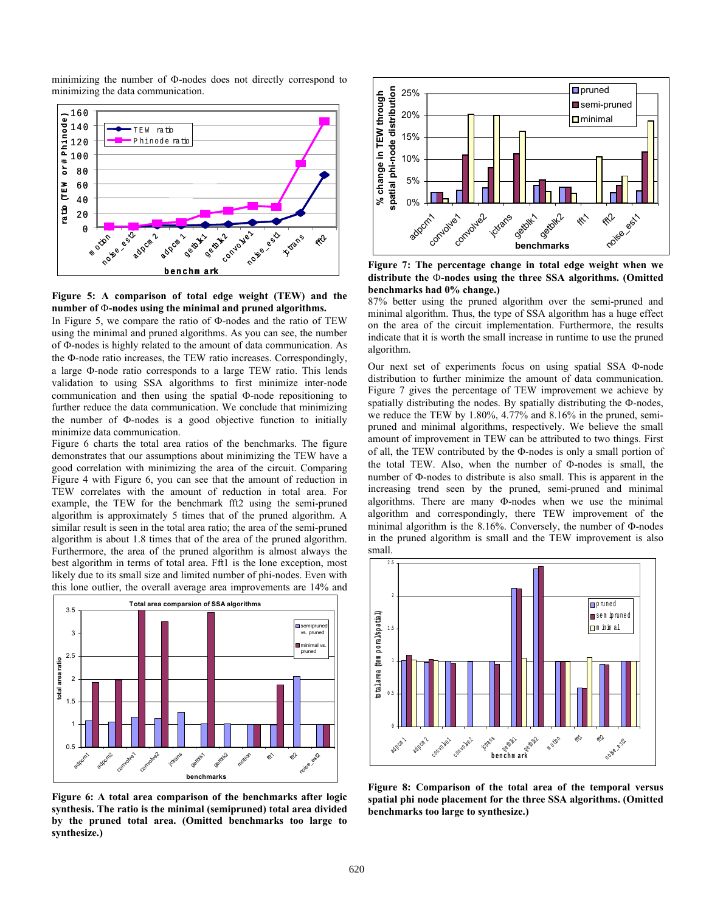minimizing the number of Φ-nodes does not directly correspond to minimizing the data communication.

**Figure 5: A comparison of total edge weight (TEW) and the number of Φ-nodes using the minimal and pruned algorithms.**

In Figure 5, we compare the ratio of Φ-nodes and the ratio of TEW using the minimal and pruned algorithms. As you can see, the number of Φ-nodes is highly related to the amount of data communication. As the Φ-node ratio increases, the TEW ratio increases. Correspondingly, a large Φ-node ratio corresponds to a large TEW ratio. This lends validation to using SSA algorithms to first minimize inter-node communication and then using the spatial Φ-node repositioning to further reduce the data communication. We conclude that minimizing the number of Φ-nodes is a good objective function to initially minimize data communication.

Figure 6 charts the total area ratios of the benchmarks. The figure demonstrates that our assumptions about minimizing the TEW have a good correlation with minimizing the area of the circuit. Comparing Figure 4 with Figure 6, you can see that the amount of reduction in TEW correlates with the amount of reduction in total area. For example, the TEW for the benchmark fft2 using the semi-pruned algorithm is approximately 5 times that of the pruned algorithm. A similar result is seen in the total area ratio; the area of the semi-pruned algorithm is about 1.8 times that of the area of the pruned algorithm. Furthermore, the area of the pruned algorithm is almost always the best algorithm in terms of total area. Fft1 is the lone exception, most likely due to its small size and limited number of phi-nodes. Even with this lone outlier, the overall average area improvements are 14% and 87% better using the pruned algorithm over the semi-pruned and minimal algorithm. Thus, the type of SSA algorithm has a huge effect on the area of the circuit implementation. Furthermore, the results indicate that it is worth the small increase in runtime to use the pruned algorithm.

**Figure 6: A total area comparison of the benchmarks after logic synthesis. The ratio is the minimal (semipruned) total area divided by the pruned total area. (Omitted benchmarks too large to synthesize.)**

**Figure 7: The percentage change in total edge weight when we distribute the Φ-nodes using the three SSA algorithms. (Omitted benchmarks had 0% change.)**

Our next set of experiments focus on using spatial SSA Φ-node distribution to further minimize the amount of data communication. Figure 7 gives the percentage of TEW improvement we achieve by spatially distributing the nodes. By spatially distributing the Φ-nodes, we reduce the TEW by 1.80%, 4.77% and 8.16% in the pruned, semi-pruned and minimal algorithms, respectively. We believe the small amount of improvement in TEW can be attributed to two things. First of all, the TEW contributed by the Φ-nodes is only a small portion of the total TEW. Also, when the number of Φ-nodes is small, the number of Φ-nodes to distribute is also small. This is apparent in the increasing trend seen by the pruned, semi-pruned and minimal algorithms. There are many Φ-nodes when we use the minimal algorithm and correspondingly, there TEW improvement of the minimal algorithm is the 8.16%. Conversely, the number of Φ-nodes in the pruned algorithm is small and the TEW improvement is also small.

**Figure 8: Comparison of the total area of the temporal versus spatial phi node placement for the three SSA algorithms. (Omitted benchmarks too large to synthesize.)**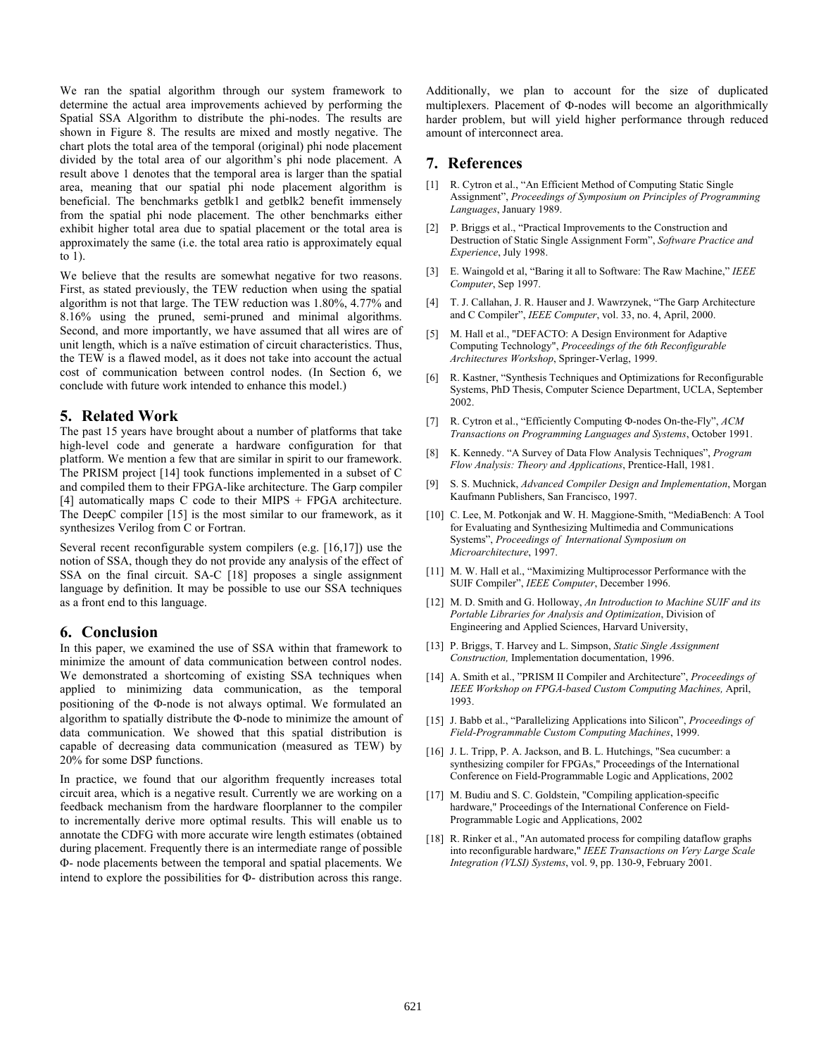We ran the spatial algorithm through our system framework to determine the actual area improvements achieved by performing the Spatial SSA Algorithm to distribute the phi-nodes. The results are shown in Figure 8. The results are mixed and mostly negative. The chart plots the total area of the temporal (original) phi node placement divided by the total area of our algorithm's phi node placement. A result above 1 denotes that the temporal area is larger than the spatial area, meaning that our spatial phi node placement algorithm is beneficial. The benchmarks getblk1 and getblk2 benefit immensely from the spatial phi node placement. The other benchmarks either exhibit higher total area due to spatial placement or the total area is approximately the same (i.e. the total area ratio is approximately equal to 1).

We believe that the results are somewhat negative for two reasons. First, as stated previously, the TEW reduction when using the spatial algorithm is not that large. The TEW reduction was 1.80%, 4.77% and 8.16% using the pruned, semi-pruned and minimal algorithms. Second, and more importantly, we have assumed that all wires are of unit length, which is a naïve estimation of circuit characteristics. Thus, the TEW is a flawed model, as it does not take into account the actual cost of communication between control nodes. (In Section 6, we conclude with future work intended to enhance this model.)

## 5. Related Work

The past 15 years have brought about a number of platforms that take high-level code and generate a hardware configuration for that platform. We mention a few that are similar in spirit to our framework. The PRISM project [14] took functions implemented in a subset of C and compiled them to their FPGA-like architecture. The Garp compiler [4] automatically maps C code to their MIPS + FPGA architecture. The DeepC compiler [15] is the most similar to our framework, as it synthesizes Verilog from C or Fortran.

Several recent reconfigurable system compilers (e.g. [16,17]) use the notion of SSA, though they do not provide any analysis of the effect of SSA on the final circuit. SA-C [18] proposes a single assignment language by definition. It may be possible to use our SSA techniques as a front end to this language.

## 6. Conclusion

In this paper, we examined the use of SSA within that framework to minimize the amount of data communication between control nodes. We demonstrated a shortcoming of existing SSA techniques when applied to minimizing data communication, as the temporal positioning of the Φ-node is not always optimal. We formulated an algorithm to spatially distribute the Φ-node to minimize the amount of data communication. We showed that this spatial distribution is capable of decreasing data communication (measured as TEW) by 20% for some DSP functions.

In practice, we found that our algorithm frequently increases total circuit area, which is a negative result. Currently we are working on a feedback mechanism from the hardware floorplanner to the compiler to incrementally derive more optimal results. This will enable us to annotate the CDFG with more accurate wire length estimates (obtained during placement. Frequently there is an intermediate range of possible Φ- node placements between the temporal and spatial placements. We intend to explore the possibilities for Φ- distribution across this range.

Additionally, we plan to account for the size of duplicated multiplexers. Placement of Φ-nodes will become an algorithmically harder problem, but will yield higher performance through reduced amount of interconnect area.

## 7. References

[1] R. Cytron et al., "An Efficient Method of Computing Static Single Assignment", *Proceedings of Symposium on Principles of Programming Languages*, January 1989.

[2] P. Briggs et al., "Practical Improvements to the Construction and Destruction of Static Single Assignment Form", *Software Practice and Experience*, July 1998.

[3] E. Waingold et al, "Baring it all to Software: The Raw Machine," *IEEE Computer*, Sep 1997.

[4] T. J. Callahan, J. R. Hauser and J. Wawrzynek, "The Garp Architecture and C Compiler", *IEEE Computer*, vol. 33, no. 4, April, 2000.

[5] M. Hall et al., "DEFACTO: A Design Environment for Adaptive Computing Technology", *Proceedings of the 6th Reconfigurable Architectures Workshop*, Springer-Verlag, 1999.

[6] R. Kastner, "Synthesis Techniques and Optimizations for Reconfigurable Systems, PhD Thesis, Computer Science Department, UCLA, September 2002.

[7] R. Cytron et al., "Efficiently Computing Φ-nodes On-the-Fly", *ACM Transactions on Programming Languages and Systems*, October 1991.

[8] K. Kennedy. "A Survey of Data Flow Analysis Techniques", *Program Flow Analysis: Theory and Applications*, Prentice-Hall, 1981.

[9] S. S. Muchnick, *Advanced Compiler Design and Implementation*, Morgan Kaufmann Publishers, San Francisco, 1997.

[10] C. Lee, M. Potkonjak and W. H. Maggione-Smith, "MediaBench: A Tool for Evaluating and Synthesizing Multimedia and Communications Systems", *Proceedings of International Symposium on Microarchitecture*, 1997.

[11] M. W. Hall et al., "Maximizing Multiprocessor Performance with the SUIF Compiler", *IEEE Computer*, December 1996.

[12] M. D. Smith and G. Holloway, *An Introduction to Machine SUIF and its Portable Libraries for Analysis and Optimization*, Division of Engineering and Applied Sciences, Harvard University,

[13] P. Briggs, T. Harvey and L. Simpson, *Static Single Assignment Construction,* Implementation documentation, 1996.

[14] A. Smith et al., "PRISM II Compiler and Architecture", *Proceedings of IEEE Workshop on FPGA-based Custom Computing Machines,* April, 1993.

[15] J. Babb et al., "Parallelizing Applications into Silicon", *Proceedings of Field-Programmable Custom Computing Machines*, 1999.

[16] J. L. Tripp, P. A. Jackson, and B. L. Hutchings, "Sea cucumber: a synthesizing compiler for FPGAs," Proceedings of the International Conference on Field-Programmable Logic and Applications, 2002

[17] M. Budiu and S. C. Goldstein, "Compiling application-specific hardware," Proceedings of the International Conference on Field-Programmable Logic and Applications, 2002

[18] R. Rinker et al., "An automated process for compiling dataflow graphs into reconfigurable hardware," *IEEE Transactions on Very Large Scale Integration (VLSI) Systems*, vol. 9, pp. 130-9, February 2001.